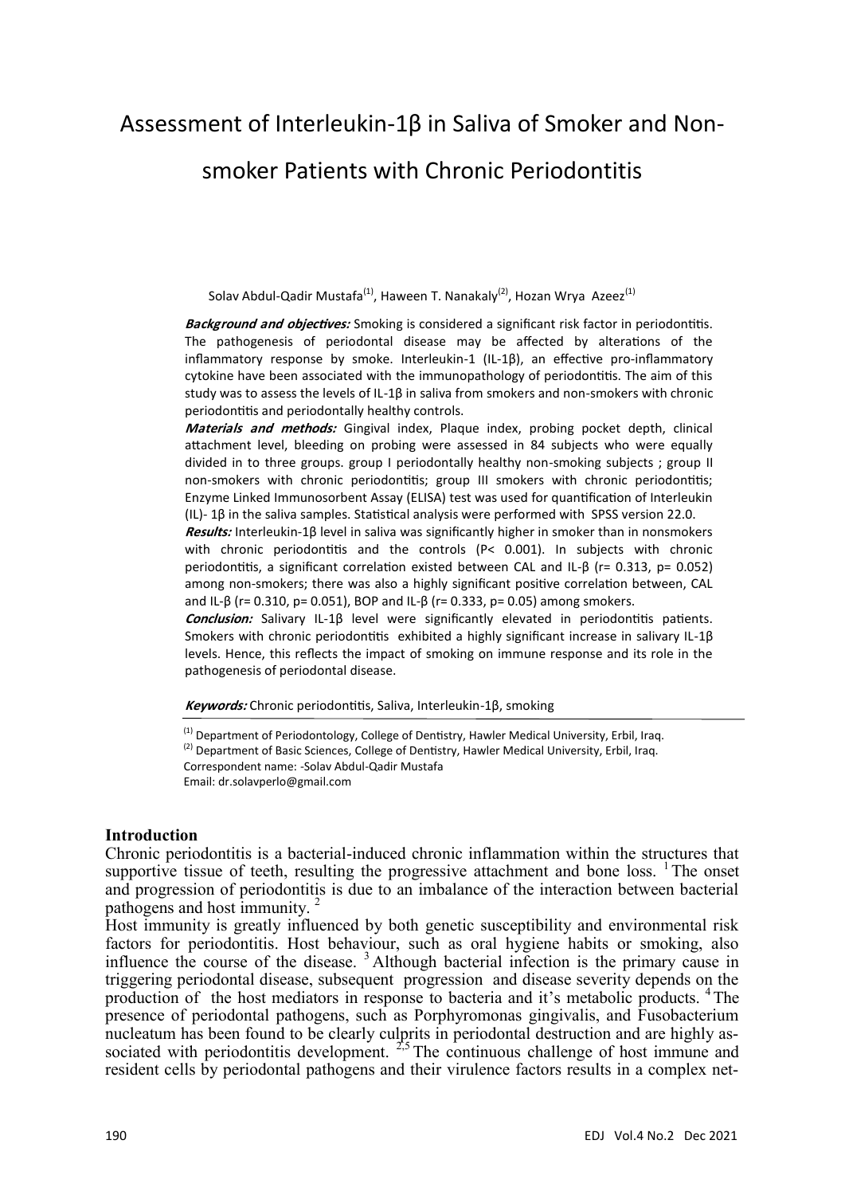# Assessment of Interleukin-1β in Saliva of Smoker and Non-smoker Patients with Chronic Periodontitis

Solav Abdul-Qadir Mustafa[1], Haween T. Nanakaly[2], Hozan Wrya Azeez[1]

***Background and objectives:*** Smoking is considered a significant risk factor in periodontitis. The pathogenesis of periodontal disease may be affected by alterations of the inflammatory response by smoke. Interleukin-1 (IL-1β), an effective pro-inflammatory cytokine have been associated with the immunopathology of periodontitis. The aim of this study was to assess the levels of IL-1β in saliva from smokers and non-smokers with chronic periodontitis and periodontally healthy controls.

***Materials and methods:*** Gingival index, Plaque index, probing pocket depth, clinical attachment level, bleeding on probing were assessed in 84 subjects who were equally divided in to three groups. group I periodontally healthy non-smoking subjects ; group II non-smokers with chronic periodontitis; group III smokers with chronic periodontitis; Enzyme Linked Immunosorbent Assay (ELISA) test was used for quantification of Interleukin (IL)- 1β in the saliva samples. Statistical analysis were performed with SPSS version 22.0.

***Results:*** Interleukin-1β level in saliva was significantly higher in smoker than in nonsmokers with chronic periodontitis and the controls (P< 0.001). In subjects with chronic periodontitis, a significant correlation existed between CAL and IL-β (r= 0.313, p= 0.052) among non-smokers; there was also a highly significant positive correlation between, CAL and IL-β (r= 0.310, p= 0.051), BOP and IL-β (r= 0.333, p= 0.05) among smokers.

***Conclusion:*** Salivary IL-1β level were significantly elevated in periodontitis patients. Smokers with chronic periodontitis exhibited a highly significant increase in salivary IL-1β levels. Hence, this reflects the impact of smoking on immune response and its role in the pathogenesis of periodontal disease.

***Keywords:*** Chronic periodontitis, Saliva, Interleukin-1β, smoking

[1] Department of Periodontology, College of Dentistry, Hawler Medical University, Erbil, Iraq.
[2] Department of Basic Sciences, College of Dentistry, Hawler Medical University, Erbil, Iraq.
Correspondent name: -Solav Abdul-Qadir Mustafa
Email: dr.solavperlo@gmail.com

## Introduction

Chronic periodontitis is a bacterial-induced chronic inflammation within the structures that supportive tissue of teeth, resulting the progressive attachment and bone loss. [1] The onset and progression of periodontitis is due to an imbalance of the interaction between bacterial pathogens and host immunity. [2]

Host immunity is greatly influenced by both genetic susceptibility and environmental risk factors for periodontitis. Host behaviour, such as oral hygiene habits or smoking, also influence the course of the disease. [3] Although bacterial infection is the primary cause in triggering periodontal disease, subsequent progression and disease severity depends on the production of the host mediators in response to bacteria and it's metabolic products. [4] The presence of periodontal pathogens, such as Porphyromonas gingivalis, and Fusobacterium nucleatum has been found to be clearly culprits in periodontal destruction and are highly associated with periodontitis development. [2,5] The continuous challenge of host immune and resident cells by periodontal pathogens and their virulence factors results in a complex net-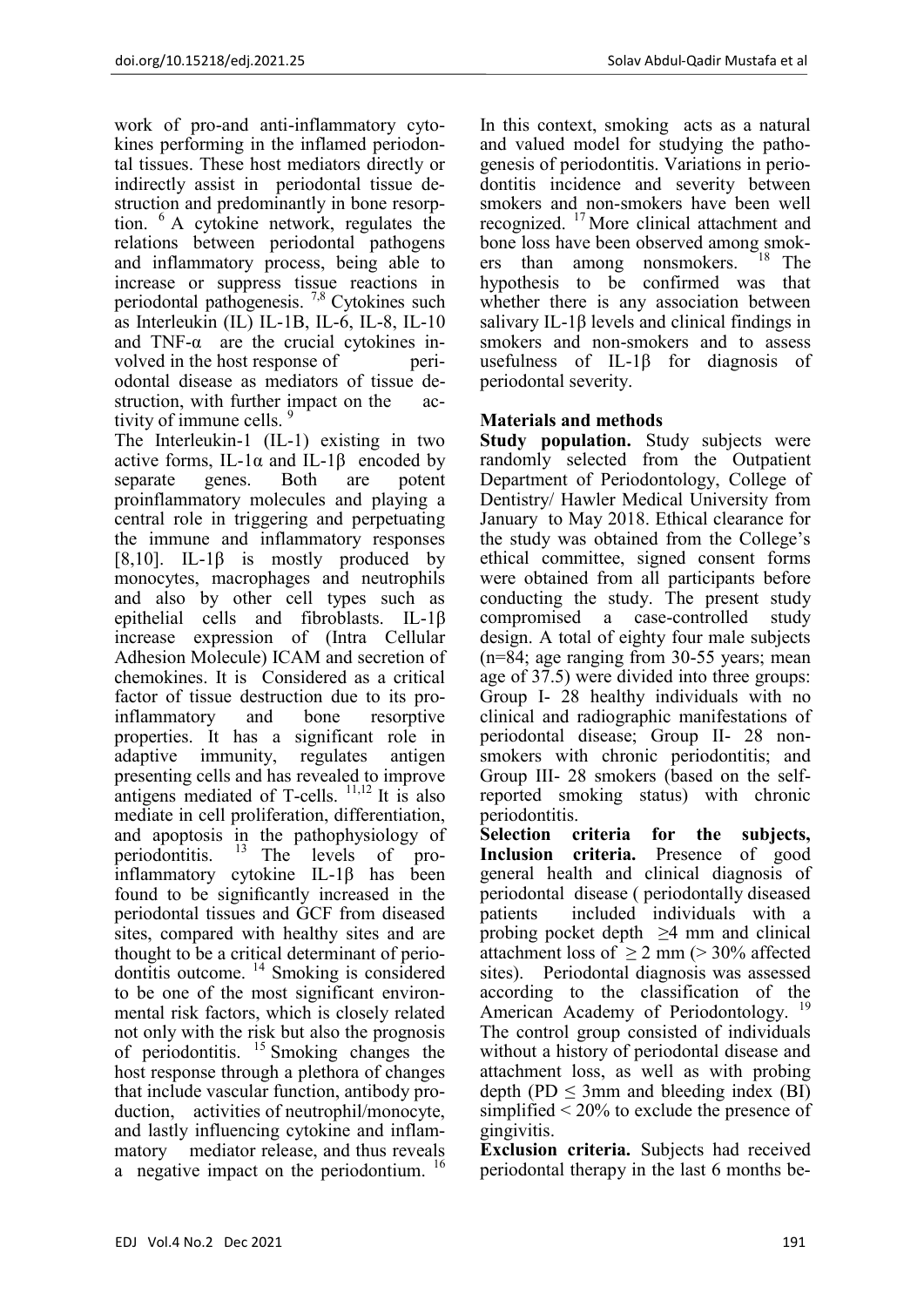work of pro-and anti-inflammatory cytokines performing in the inflamed periodontal tissues. These host mediators directly or indirectly assist in periodontal tissue destruction and predominantly in bone resorption. [6] A cytokine network, regulates the relations between periodontal pathogens and inflammatory process, being able to increase or suppress tissue reactions in periodontal pathogenesis. [7,8] Cytokines such as Interleukin (IL) IL-1B, IL-6, IL-8, IL-10 and TNF-α are the crucial cytokines involved in the host response of periodontal disease as mediators of tissue destruction, with further impact on the activity of immune cells. [9]

The Interleukin-1 (IL-1) existing in two active forms, IL-1α and IL-1β encoded by separate genes. Both are potent proinflammatory molecules and playing a central role in triggering and perpetuating the immune and inflammatory responses [8,10]. IL-1β is mostly produced by monocytes, macrophages and neutrophils and also by other cell types such as epithelial cells and fibroblasts. IL-1β increase expression of (Intra Cellular Adhesion Molecule) ICAM and secretion of chemokines. It is Considered as a critical factor of tissue destruction due to its pro-inflammatory and bone resorptive properties. It has a significant role in adaptive immunity, regulates antigen presenting cells and has revealed to improve antigens mediated of T-cells. [11,12] It is also mediate in cell proliferation, differentiation, and apoptosis in the pathophysiology of periodontitis. [13] The levels of pro-inflammatory cytokine IL-1β has been found to be significantly increased in the periodontal tissues and GCF from diseased sites, compared with healthy sites and are thought to be a critical determinant of periodontitis outcome. [14] Smoking is considered to be one of the most significant environmental risk factors, which is closely related not only with the risk but also the prognosis of periodontitis. [15] Smoking changes the host response through a plethora of changes that include vascular function, antibody production, activities of neutrophil/monocyte, and lastly influencing cytokine and inflammatory mediator release, and thus reveals a negative impact on the periodontium. [16]

In this context, smoking acts as a natural and valued model for studying the pathogenesis of periodontitis. Variations in periodontitis incidence and severity between smokers and non-smokers have been well recognized. [17] More clinical attachment and bone loss have been observed among smokers than among nonsmokers. [18] The hypothesis to be confirmed was that whether there is any association between salivary IL-1β levels and clinical findings in smokers and non-smokers and to assess usefulness of IL-1β for diagnosis of periodontal severity.

## Materials and methods

**Study population.** Study subjects were randomly selected from the Outpatient Department of Periodontology, College of Dentistry/ Hawler Medical University from January to May 2018. Ethical clearance for the study was obtained from the College's ethical committee, signed consent forms were obtained from all participants before conducting the study. The present study compromised a case-controlled study design. A total of eighty four male subjects (n=84; age ranging from 30-55 years; mean age of 37.5) were divided into three groups: Group I- 28 healthy individuals with no clinical and radiographic manifestations of periodontal disease; Group II- 28 non-smokers with chronic periodontitis; and Group III- 28 smokers (based on the self-reported smoking status) with chronic periodontitis.

**Selection criteria for the subjects, Inclusion criteria.** Presence of good general health and clinical diagnosis of periodontal disease ( periodontally diseased patients included individuals with a probing pocket depth ≥4 mm and clinical attachment loss of ≥ 2 mm (> 30% affected sites). Periodontal diagnosis was assessed according to the classification of the American Academy of Periodontology. [19] The control group consisted of individuals without a history of periodontal disease and attachment loss, as well as with probing depth (PD ≤ 3mm and bleeding index (BI) simplified < 20% to exclude the presence of gingivitis.

**Exclusion criteria.** Subjects had received periodontal therapy in the last 6 months be-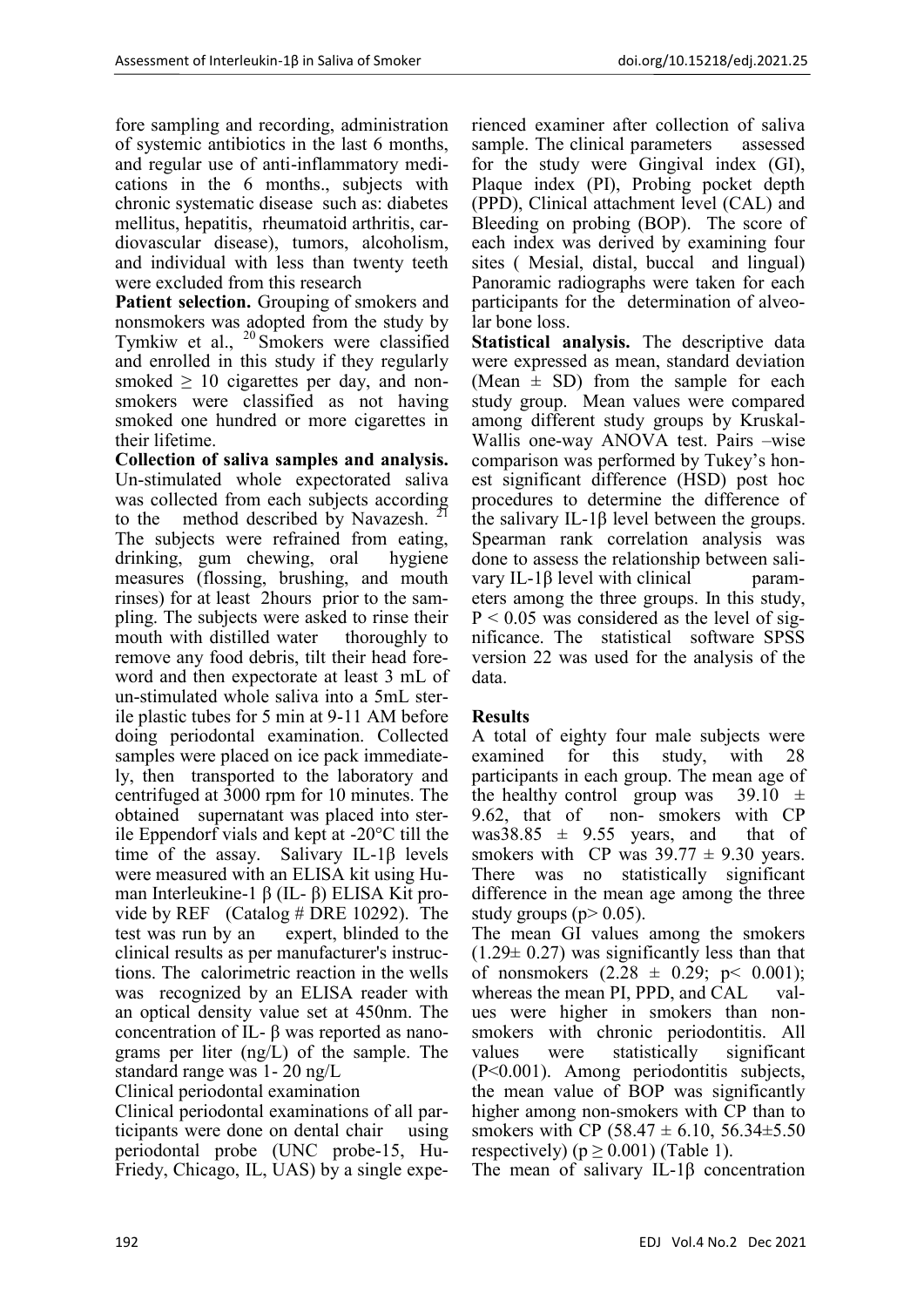fore sampling and recording, administration of systemic antibiotics in the last 6 months, and regular use of anti-inflammatory medications in the 6 months., subjects with chronic systematic disease such as: diabetes mellitus, hepatitis, rheumatoid arthritis, cardiovascular disease), tumors, alcoholism, and individual with less than twenty teeth were excluded from this research

**Patient selection.** Grouping of smokers and nonsmokers was adopted from the study by Tymkiw et al., [20] Smokers were classified and enrolled in this study if they regularly smoked $\geq$ 10 cigarettes per day, and non-smokers were classified as not having smoked one hundred or more cigarettes in their lifetime.

**Collection of saliva samples and analysis.** Un-stimulated whole expectorated saliva was collected from each subjects according to the method described by Navazesh. [21] The subjects were refrained from eating, drinking, gum chewing, oral hygiene measures (flossing, brushing, and mouth rinses) for at least 2hours prior to the sampling. The subjects were asked to rinse their mouth with distilled water thoroughly to remove any food debris, tilt their head foreword and then expectorate at least 3 mL of un-stimulated whole saliva into a 5mL sterile plastic tubes for 5 min at 9-11 AM before doing periodontal examination. Collected samples were placed on ice pack immediately, then transported to the laboratory and centrifuged at 3000 rpm for 10 minutes. The obtained supernatant was placed into sterile Eppendorf vials and kept at -20°C till the time of the assay. Salivary IL-1β levels were measured with an ELISA kit using Human Interleukine-1 β (IL- β) ELISA Kit provide by REF (Catalog # DRE 10292). The test was run by an expert, blinded to the clinical results as per manufacturer's instructions. The calorimetric reaction in the wells was recognized by an ELISA reader with an optical density value set at 450nm. The concentration of IL- β was reported as nanograms per liter (ng/L) of the sample. The standard range was 1- 20 ng/L

Clinical periodontal examination

Clinical periodontal examinations of all participants were done on dental chair using periodontal probe (UNC probe-15, Hu-Friedy, Chicago, IL, UAS) by a single experienced examiner after collection of saliva sample. The clinical parameters assessed for the study were Gingival index (GI), Plaque index (PI), Probing pocket depth (PPD), Clinical attachment level (CAL) and Bleeding on probing (BOP). The score of each index was derived by examining four sites ( Mesial, distal, buccal and lingual) Panoramic radiographs were taken for each participants for the determination of alveolar bone loss.

**Statistical analysis.** The descriptive data were expressed as mean, standard deviation (Mean ± SD) from the sample for each study group. Mean values were compared among different study groups by Kruskal-Wallis one-way ANOVA test. Pairs –wise comparison was performed by Tukey's honest significant difference (HSD) post hoc procedures to determine the difference of the salivary IL-1β level between the groups. Spearman rank correlation analysis was done to assess the relationship between salivary IL-1β level with clinical parameters among the three groups. In this study, $P < 0.05$ was considered as the level of significance. The statistical software SPSS version 22 was used for the analysis of the data.

## Results

A total of eighty four male subjects were examined for this study, with 28 participants in each group. The mean age of the healthy control group was 39.10 ± 9.62, that of non- smokers with CP was38.85 ± 9.55 years, and that of smokers with CP was 39.77 ± 9.30 years. There was no statistically significant difference in the mean age among the three study groups ($p > 0.05$).

The mean GI values among the smokers (1.29± 0.27) was significantly less than that of nonsmokers (2.28 ± 0.29; $p < 0.001$); whereas the mean PI, PPD, and CAL values were higher in smokers than non-smokers with chronic periodontitis. All values were statistically significant ($P<0.001$). Among periodontitis subjects, the mean value of BOP was significantly higher among non-smokers with CP than to smokers with CP (58.47 ± 6.10, 56.34±5.50 respectively) ($p \geq 0.001$) (Table 1).

The mean of salivary IL-1β concentration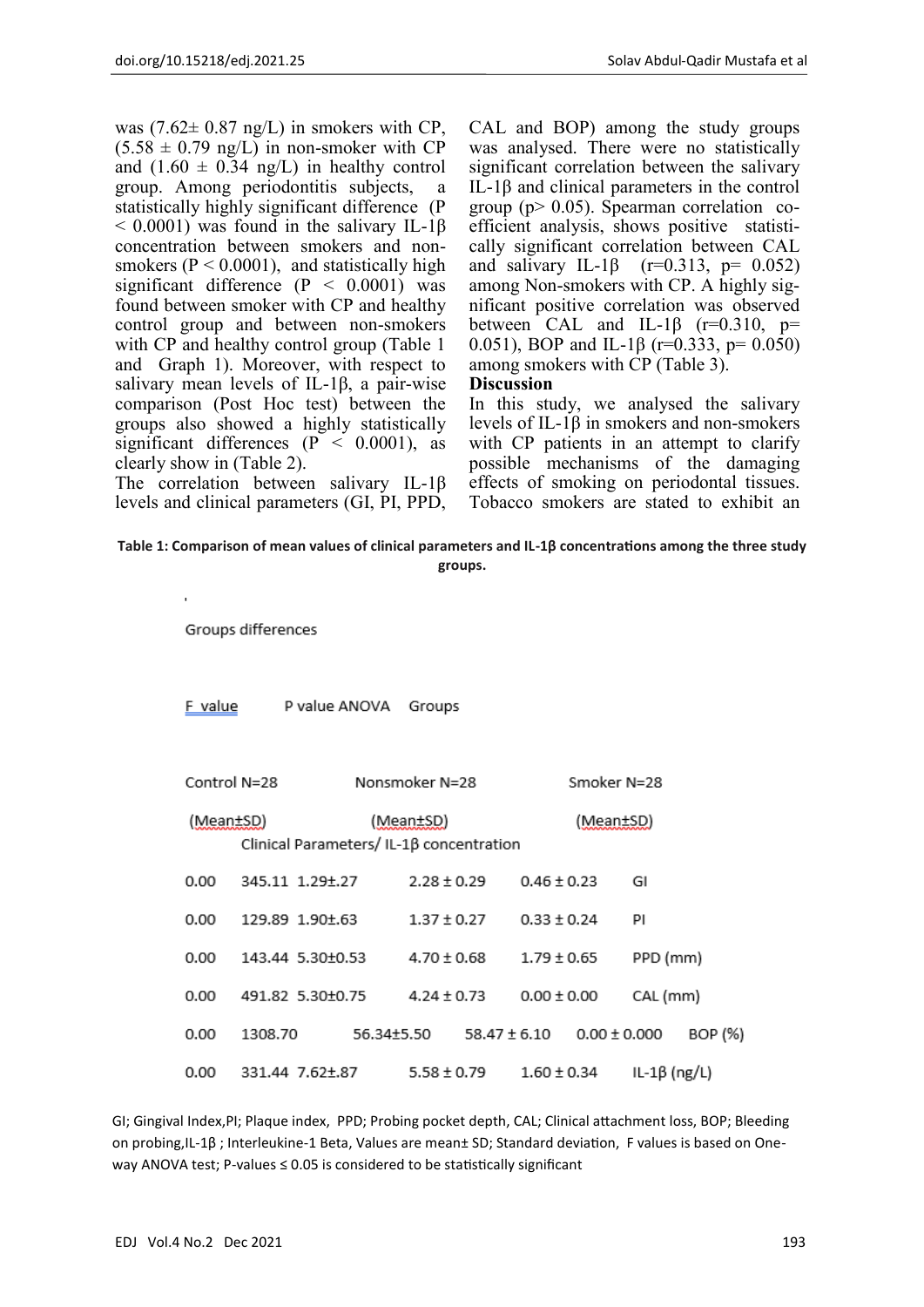was (7.62± 0.87 ng/L) in smokers with CP, (5.58 ± 0.79 ng/L) in non-smoker with CP and (1.60 ± 0.34 ng/L) in healthy control group. Among periodontitis subjects, a statistically highly significant difference (P < 0.0001) was found in the salivary IL-1β concentration between smokers and non-smokers (P < 0.0001), and statistically high significant difference (P < 0.0001) was found between smoker with CP and healthy control group and between non-smokers with CP and healthy control group (Table 1 and Graph 1). Moreover, with respect to salivary mean levels of IL-1β, a pair-wise comparison (Post Hoc test) between the groups also showed a highly statistically significant differences (P < 0.0001), as clearly show in (Table 2).

The correlation between salivary IL-1β levels and clinical parameters (GI, PI, PPD, CAL and BOP) among the study groups was analysed. There were no statistically significant correlation between the salivary IL-1β and clinical parameters in the control group (p> 0.05). Spearman correlation co-efficient analysis, shows positive statistically significant correlation between CAL and salivary IL-1β (r=0.313, p= 0.052) among Non-smokers with CP. A highly significant positive correlation was observed between CAL and IL-1β (r=0.310, p= 0.051), BOP and IL-1β (r=0.333, p= 0.050) among smokers with CP (Table 3).

## Discussion

In this study, we analysed the salivary levels of IL-1β in smokers and non-smokers with CP patients in an attempt to clarify possible mechanisms of the damaging effects of smoking on periodontal tissues. Tobacco smokers are stated to exhibit an

**Table 1: Comparison of mean values of clinical parameters and IL-1β concentrations among the three study groups.**

| Groups differences | | Groups | | | |
|---|---|---|---|---|---|
| P value ANOVA | F value | Smoker N=28 (Mean±SD) | Nonsmoker N=28 (Mean±SD) | Control N=28 (Mean±SD) | Clinical Parameters/ IL-1β concentration |
| 0.00 | 345.11 | 1.29±.27 | 2.28 ± 0.29 | 0.46 ± 0.23 | GI |
| 0.00 | 129.89 | 1.90±.63 | 1.37 ± 0.27 | 0.33 ± 0.24 | PI |
| 0.00 | 143.44 | 5.30±0.53 | 4.70 ± 0.68 | 1.79 ± 0.65 | PPD (mm) |
| 0.00 | 491.82 | 5.30±0.75 | 4.24 ± 0.73 | 0.00 ± 0.00 | CAL (mm) |
| 0.00 | 1308.70 | 56.34±5.50 | 58.47 ± 6.10 | 0.00 ± 0.000 | BOP (%) |
| 0.00 | 331.44 | 7.62±.87 | 5.58 ± 0.79 | 1.60 ± 0.34 | IL-1β (ng/L) |

GI; Gingival Index,PI; Plaque index, PPD; Probing pocket depth, CAL; Clinical attachment loss, BOP; Bleeding on probing,IL-1β ; Interleukine-1 Beta, Values are mean± SD; Standard deviation, F values is based on One-way ANOVA test; P-values ≤ 0.05 is considered to be statistically significant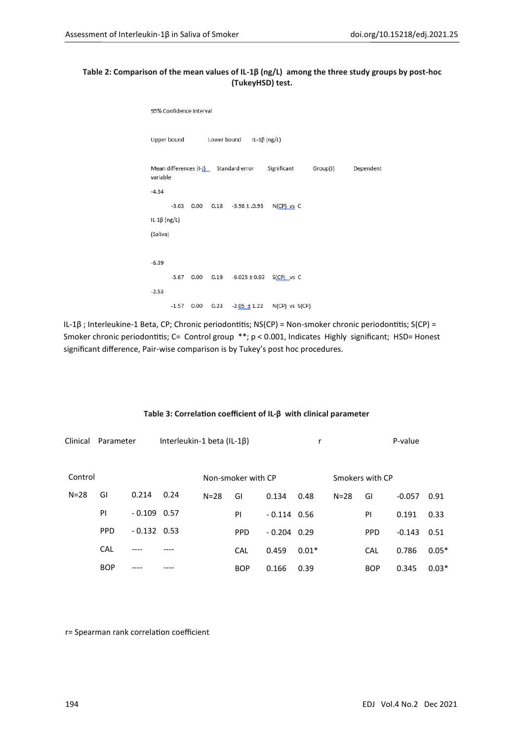**Table 2: Comparison of the mean values of IL-1β (ng/L) among the three study groups by post-hoc (TukeyHSD) test.**

| Dependent variable | Group(J) | Mean differences (I-J) | Standard error | Significant | 95% Confidence interval Lower bound | 95% Confidence interval Upper bound |
|---|---|---|---|---|---|---|
| IL-1β (ng/L) (Saliva) | N(CP) vs C | -3.98 ± .0.93 | 0.18 | 0.00 | -3.63 | -4.34 |
| | S(CP) vs C | -6.025 ± 0.93 | 0.19 | 0.00 | -5.67 | -6.39 |
| | N(CP) vs S(CP) | -2.05 ± 1.22 | 0.23 | 0.00 | -1.57 | -2.53 |

IL-1β ; Interleukine-1 Beta, CP; Chronic periodontitis; NS(CP) = Non-smoker chronic periodontitis; S(CP) = Smoker chronic periodontitis; C= Control group **; p < 0.001, Indicates Highly significant; HSD= Honest significant difference, Pair-wise comparison is by Tukey's post hoc procedures.

**Table 3: Correlation coefficient of IL-β with clinical parameter**

| Clinical Parameter | Interleukin-1 beta (IL-1β) | r | P-value | | | | | | | | |
|---|---|---|---|---|---|---|---|---|---|---|---|
| Control | | | | Non-smoker with CP | | | | Smokers with CP | | | |
| N=28 | GI | 0.214 | 0.24 | N=28 | GI | 0.134 | 0.48 | N=28 | GI | -0.057 | 0.91 |
| | PI | - 0.109 | 0.57 | | PI | - 0.114 | 0.56 | | PI | 0.191 | 0.33 |
| | PPD | - 0.132 | 0.53 | | PPD | - 0.204 | 0.29 | | PPD | -0.143 | 0.51 |
| | CAL | ---- | ---- | | CAL | 0.459 | 0.01* | | CAL | 0.786 | 0.05* |
| | BOP | ---- | ---- | | BOP | 0.166 | 0.39 | | BOP | 0.345 | 0.03* |

r= Spearman rank correlation coefficient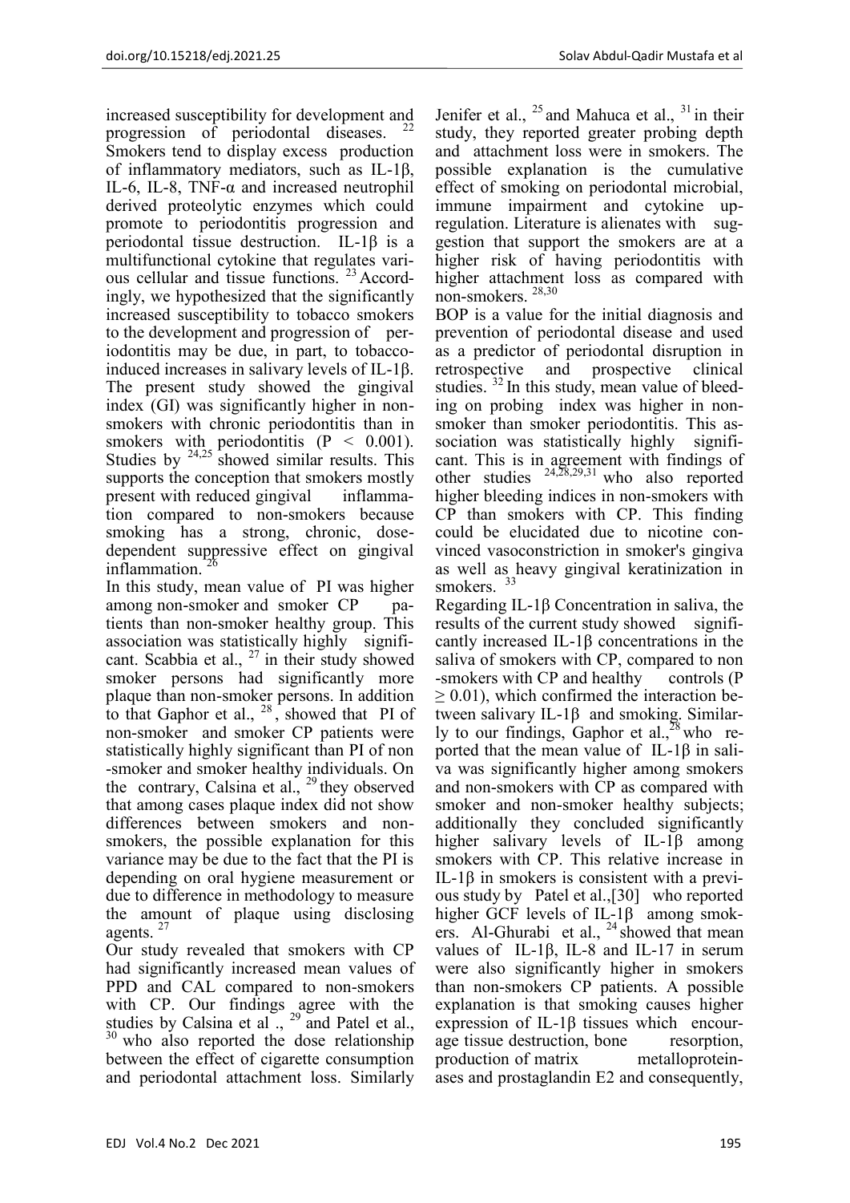increased susceptibility for development and progression of periodontal diseases. [22] Smokers tend to display excess production of inflammatory mediators, such as IL-1β, IL-6, IL-8, TNF-α and increased neutrophil derived proteolytic enzymes which could promote to periodontitis progression and periodontal tissue destruction. IL-1β is a multifunctional cytokine that regulates various cellular and tissue functions. [23] Accordingly, we hypothesized that the significantly increased susceptibility to tobacco smokers to the development and progression of periodontitis may be due, in part, to tobacco-induced increases in salivary levels of IL-1β.

The present study showed the gingival index (GI) was significantly higher in non-smokers with chronic periodontitis than in smokers with periodontitis ($P < 0.001$). Studies by [24,25] showed similar results. This supports the conception that smokers mostly present with reduced gingival inflammation compared to non-smokers because smoking has a strong, chronic, dose-dependent suppressive effect on gingival inflammation. [26]

In this study, mean value of PI was higher among non-smoker and smoker CP patients than non-smoker healthy group. This association was statistically highly significant. Scabbia et al., [27] in their study showed smoker persons had significantly more plaque than non-smoker persons. In addition to that Gaphor et al., [28], showed that PI of non-smoker and smoker CP patients were statistically highly significant than PI of non-smoker and smoker healthy individuals. On the contrary, Calsina et al., [29] they observed that among cases plaque index did not show differences between smokers and non-smokers, the possible explanation for this variance may be due to the fact that the PI is depending on oral hygiene measurement or due to difference in methodology to measure the amount of plaque using disclosing agents. [27]

Our study revealed that smokers with CP had significantly increased mean values of PPD and CAL compared to non-smokers with CP. Our findings agree with the studies by Calsina et al ., [29] and Patel et al., [30] who also reported the dose relationship between the effect of cigarette consumption and periodontal attachment loss. Similarly Jenifer et al., [25] and Mahuca et al., [31] in their study, they reported greater probing depth and attachment loss were in smokers. The possible explanation is the cumulative effect of smoking on periodontal microbial, immune impairment and cytokine upregulation. Literature is alienates with suggestion that support the smokers are at a higher risk of having periodontitis with higher attachment loss as compared with non-smokers. [28,30]

BOP is a value for the initial diagnosis and prevention of periodontal disease and used as a predictor of periodontal disruption in retrospective and prospective clinical studies. [32] In this study, mean value of bleeding on probing index was higher in non-smoker than smoker periodontitis. This association was statistically highly significant. This is in agreement with findings of other studies [24,28,29,31] who also reported higher bleeding indices in non-smokers with CP than smokers with CP. This finding could be elucidated due to nicotine convinced vasoconstriction in smoker's gingiva as well as heavy gingival keratinization in smokers. [33]

Regarding IL-1β Concentration in saliva, the results of the current study showed significantly increased IL-1β concentrations in the saliva of smokers with CP, compared to non-smokers with CP and healthy controls ($P \geq 0.01$), which confirmed the interaction between salivary IL-1β and smoking. Similarly to our findings, Gaphor et al.,[28] who reported that the mean value of IL-1β in saliva was significantly higher among smokers and non-smokers with CP as compared with smoker and non-smoker healthy subjects; additionally they concluded significantly higher salivary levels of IL-1β among smokers with CP. This relative increase in IL-1β in smokers is consistent with a previous study by Patel et al.,[30] who reported higher GCF levels of IL-1β among smokers. Al-Ghurabi et al., [24] showed that mean values of IL-1β, IL-8 and IL-17 in serum were also significantly higher in smokers than non-smokers CP patients. A possible explanation is that smoking causes higher expression of IL-1β tissues which encourage tissue destruction, bone resorption, production of matrix metalloproteinases and prostaglandin E2 and consequently,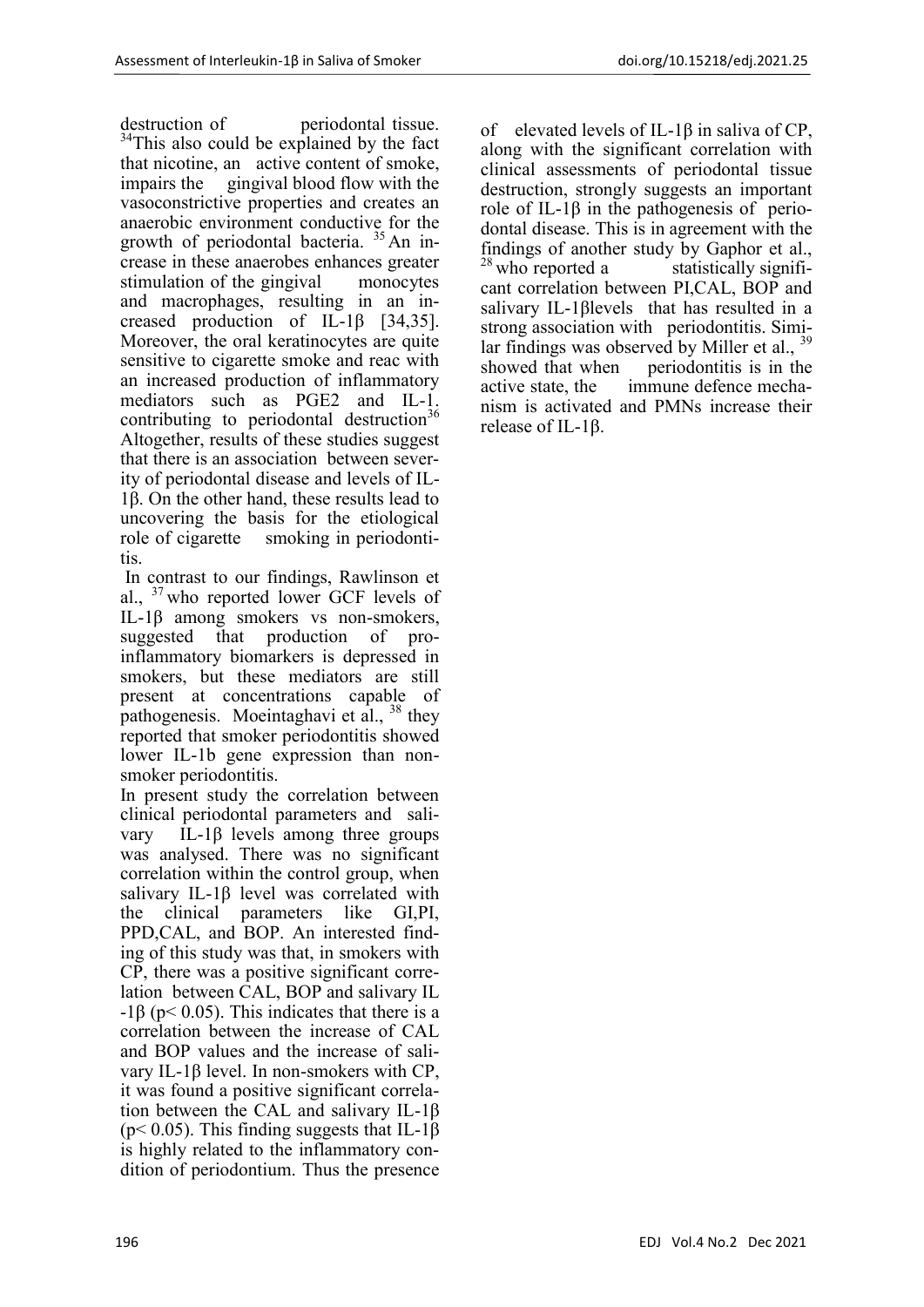destruction of periodontal tissue. [34]This also could be explained by the fact that nicotine, an active content of smoke, impairs the gingival blood flow with the vasoconstrictive properties and creates an anaerobic environment conductive for the growth of periodontal bacteria. [35] An increase in these anaerobes enhances greater stimulation of the gingival monocytes and macrophages, resulting in an increased production of IL-1β [34,35]. Moreover, the oral keratinocytes are quite sensitive to cigarette smoke and reac with an increased production of inflammatory mediators such as PGE2 and IL-1, contributing to periodontal destruction[36] Altogether, results of these studies suggest that there is an association between severity of periodontal disease and levels of IL-1β. On the other hand, these results lead to uncovering the basis for the etiological role of cigarette smoking in periodontitis.

In contrast to our findings, Rawlinson et al., [37] who reported lower GCF levels of IL-1β among smokers vs non-smokers, suggested that production of pro-inflammatory biomarkers is depressed in smokers, but these mediators are still present at concentrations capable of pathogenesis. Moeintaghavi et al., [38] they reported that smoker periodontitis showed lower IL-1b gene expression than non-smoker periodontitis.

In present study the correlation between clinical periodontal parameters and salivary IL-1β levels among three groups was analysed. There was no significant correlation within the control group, when salivary IL-1β level was correlated with the clinical parameters like GI,PI, PPD,CAL, and BOP. An interested finding of this study was that, in smokers with CP, there was a positive significant correlation between CAL, BOP and salivary IL-1β ($p< 0.05$). This indicates that there is a correlation between the increase of CAL and BOP values and the increase of salivary IL-1β level. In non-smokers with CP, it was found a positive significant correlation between the CAL and salivary IL-1β ($p< 0.05$). This finding suggests that IL-1β is highly related to the inflammatory condition of periodontium. Thus the presence of elevated levels of IL-1β in saliva of CP, along with the significant correlation with clinical assessments of periodontal tissue destruction, strongly suggests an important role of IL-1β in the pathogenesis of periodontal disease. This is in agreement with the findings of another study by Gaphor et al., [28] who reported a statistically significant correlation between PI,CAL, BOP and salivary IL-1βlevels that has resulted in a strong association with periodontitis. Similar findings was observed by Miller et al., [39] showed that when periodontitis is in the active state, the immune defence mechanism is activated and PMNs increase their release of IL-1β.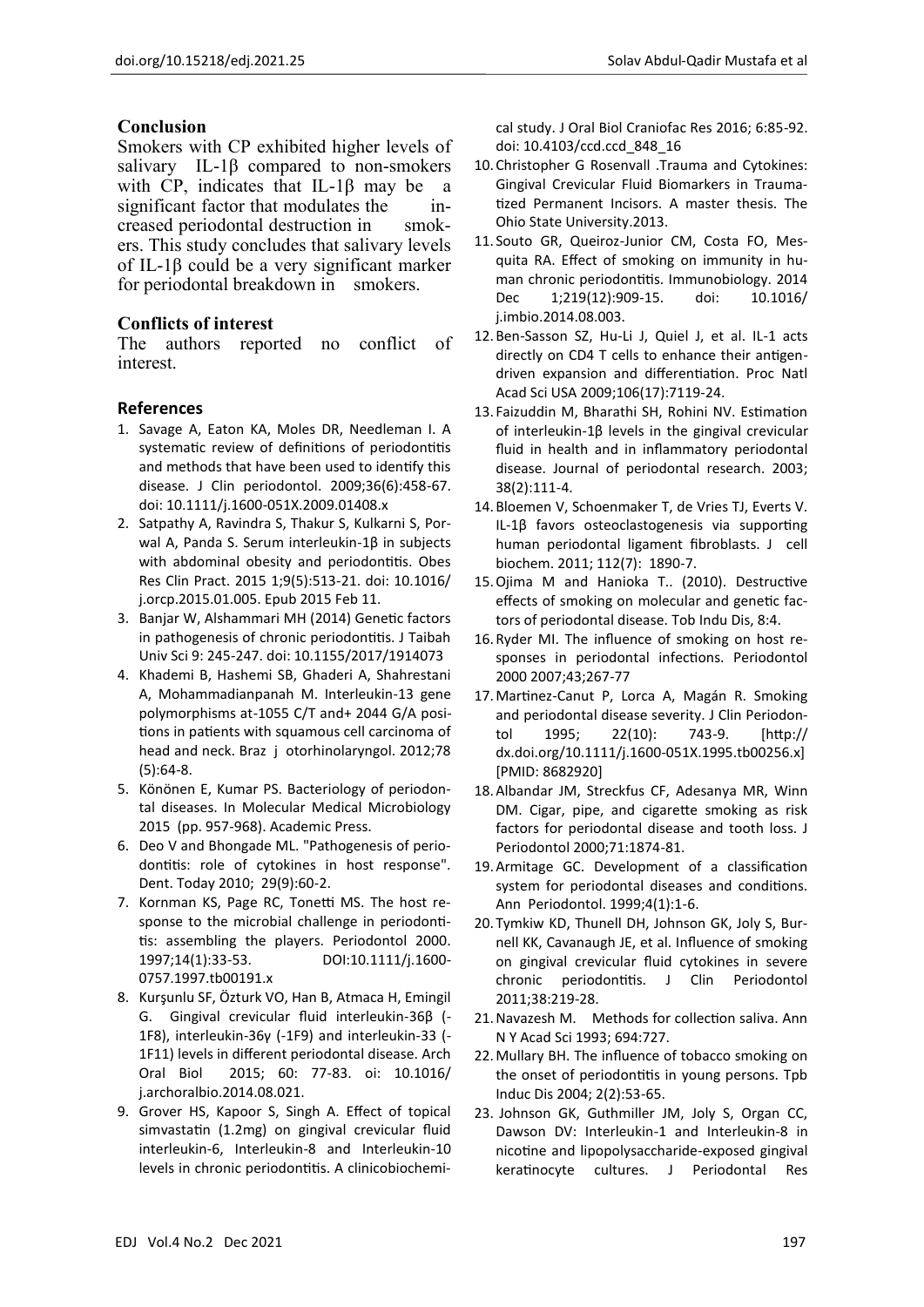## Conclusion

Smokers with CP exhibited higher levels of salivary IL-1β compared to non-smokers with CP, indicates that IL-1β may be a significant factor that modulates the increased periodontal destruction in smokers. This study concludes that salivary levels of IL-1β could be a very significant marker for periodontal breakdown in smokers.

## Conflicts of interest

The authors reported no conflict of interest.

## References

1. Savage A, Eaton KA, Moles DR, Needleman I. A systematic review of definitions of periodontitis and methods that have been used to identify this disease. J Clin periodontol. 2009;36(6):458-67. doi: 10.1111/j.1600-051X.2009.01408.x
2. Satpathy A, Ravindra S, Thakur S, Kulkarni S, Porwal A, Panda S. Serum interleukin-1β in subjects with abdominal obesity and periodontitis. Obes Res Clin Pract. 2015 1;9(5):513-21. doi: 10.1016/j.orcp.2015.01.005. Epub 2015 Feb 11.
3. Banjar W, Alshammari MH (2014) Genetic factors in pathogenesis of chronic periodontitis. J Taibah Univ Sci 9: 245-247. doi: 10.1155/2017/1914073
4. Khademi B, Hashemi SB, Ghaderi A, Shahrestani A, Mohammadianpanah M. Interleukin-13 gene polymorphisms at-1055 C/T and+ 2044 G/A positions in patients with squamous cell carcinoma of head and neck. Braz j otorhinolaryngol. 2012;78 (5):64-8.
5. Könönen E, Kumar PS. Bacteriology of periodontal diseases. In Molecular Medical Microbiology 2015 (pp. 957-968). Academic Press.
6. Deo V and Bhongade ML. "Pathogenesis of periodontitis: role of cytokines in host response". Dent. Today 2010; 29(9):60-2.
7. Kornman KS, Page RC, Tonetti MS. The host response to the microbial challenge in periodontitis: assembling the players. Periodontol 2000. 1997;14(1):33-53. DOI:10.1111/j.1600-0757.1997.tb00191.x
8. Kurşunlu SF, Özturk VO, Han B, Atmaca H, Emingil G. Gingival crevicular fluid interleukin-36β (-1F8), interleukin-36γ (-1F9) and interleukin-33 (-1F11) levels in different periodontal disease. Arch Oral Biol 2015; 60: 77-83. oi: 10.1016/j.archoralbio.2014.08.021.
9. Grover HS, Kapoor S, Singh A. Effect of topical simvastatin (1.2mg) on gingival crevicular fluid interleukin-6, Interleukin-8 and Interleukin-10 levels in chronic periodontitis. A clinicobiochemical study. J Oral Biol Craniofac Res 2016; 6:85-92. doi: 10.4103/ccd.ccd_848_16
10. Christopher G Rosenvall .Trauma and Cytokines: Gingival Crevicular Fluid Biomarkers in Traumatized Permanent Incisors. A master thesis. The Ohio State University.2013.
11. Souto GR, Queiroz-Junior CM, Costa FO, Mesquita RA. Effect of smoking on immunity in human chronic periodontitis. Immunobiology. 2014 Dec 1;219(12):909-15. doi: 10.1016/j.imbio.2014.08.003.
12. Ben-Sasson SZ, Hu-Li J, Quiel J, et al. IL-1 acts directly on CD4 T cells to enhance their antigen-driven expansion and differentiation. Proc Natl Acad Sci USA 2009;106(17):7119-24.
13. Faizuddin M, Bharathi SH, Rohini NV. Estimation of interleukin-1β levels in the gingival crevicular fluid in health and in inflammatory periodontal disease. Journal of periodontal research. 2003; 38(2):111-4.
14. Bloemen V, Schoenmaker T, de Vries TJ, Everts V. IL-1β favors osteoclastogenesis via supporting human periodontal ligament fibroblasts. J cell biochem. 2011; 112(7): 1890-7.
15. Ojima M and Hanioka T.. (2010). Destructive effects of smoking on molecular and genetic factors of periodontal disease. Tob Indu Dis, 8:4.
16. Ryder MI. The influence of smoking on host responses in periodontal infections. Periodontol 2000 2007;43;267-77
17. Martinez-Canut P, Lorca A, Magán R. Smoking and periodontal disease severity. J Clin Periodontol 1995; 22(10): 743-9. [http://dx.doi.org/10.1111/j.1600-051X.1995.tb00256.x] [PMID: 8682920]
18. Albandar JM, Streckfus CF, Adesanya MR, Winn DM. Cigar, pipe, and cigarette smoking as risk factors for periodontal disease and tooth loss. J Periodontol 2000;71:1874-81.
19. Armitage GC. Development of a classification system for periodontal diseases and conditions. Ann Periodontol. 1999;4(1):1-6.
20. Tymkiw KD, Thunell DH, Johnson GK, Joly S, Burnell KK, Cavanaugh JE, et al. Influence of smoking on gingival crevicular fluid cytokines in severe chronic periodontitis. J Clin Periodontol 2011;38:219-28.
21. Navazesh M. Methods for collection saliva. Ann N Y Acad Sci 1993; 694:727.
22. Mullary BH. The influence of tobacco smoking on the onset of periodontitis in young persons. Tpb Induc Dis 2004; 2(2):53-65.
23. Johnson GK, Guthmiller JM, Joly S, Organ CC, Dawson DV: Interleukin-1 and Interleukin-8 in nicotine and lipopolysaccharide-exposed gingival keratinocyte cultures. J Periodontal Res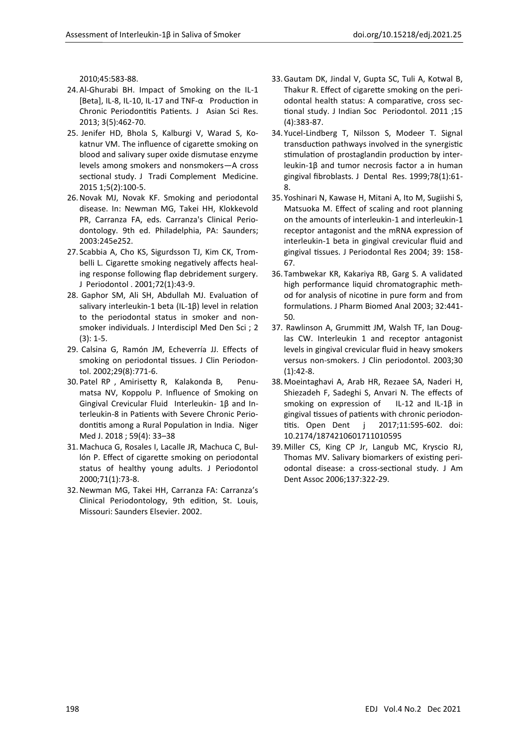2010;45:583-88.

24. Al-Ghurabi BH. Impact of Smoking on the IL-1 [Beta], IL-8, IL-10, IL-17 and TNF-α Production in Chronic Periodontitis Patients. J Asian Sci Res. 2013; 3(5):462-70.
25. Jenifer HD, Bhola S, Kalburgi V, Warad S, Kokatnur VM. The influence of cigarette smoking on blood and salivary super oxide dismutase enzyme levels among smokers and nonsmokers—A cross sectional study. J Tradi Complement Medicine. 2015 1;5(2):100-5.
26. Novak MJ, Novak KF. Smoking and periodontal disease. In: Newman MG, Takei HH, Klokkevold PR, Carranza FA, eds. Carranza's Clinical Periodontology. 9th ed. Philadelphia, PA: Saunders; 2003:245e252.
27. Scabbia A, Cho KS, Sigurdsson TJ, Kim CK, Trombelli L. Cigarette smoking negatively affects healing response following flap debridement surgery. J Periodontol . 2001;72(1):43-9.
28. Gaphor SM, Ali SH, Abdullah MJ. Evaluation of salivary interleukin-1 beta (IL-1β) level in relation to the periodontal status in smoker and nonsmoker individuals. J Interdiscipl Med Den Sci ; 2 (3): 1-5.
29. Calsina G, Ramón JM, Echeverría JJ. Effects of smoking on periodontal tissues. J Clin Periodontol. 2002;29(8):771-6.
30. Patel RP , Amirisetty R, Kalakonda B, Penumatsa NV, Koppolu P. Influence of Smoking on Gingival Crevicular Fluid Interleukin- 1β and Interleukin-8 in Patients with Severe Chronic Periodontitis among a Rural Population in India. Niger Med J. 2018 ; 59(4): 33–38
31. Machuca G, Rosales I, Lacalle JR, Machuca C, Bullón P. Effect of cigarette smoking on periodontal status of healthy young adults. J Periodontol 2000;71(1):73-8.
32. Newman MG, Takei HH, Carranza FA: Carranza's Clinical Periodontology, 9th edition, St. Louis, Missouri: Saunders Elsevier. 2002.
33. Gautam DK, Jindal V, Gupta SC, Tuli A, Kotwal B, Thakur R. Effect of cigarette smoking on the periodontal health status: A comparative, cross sectional study. J Indian Soc Periodontol. 2011 ;15 (4):383-87.
34. Yucel-Lindberg T, Nilsson S, Modeer T. Signal transduction pathways involved in the synergistic stimulation of prostaglandin production by interleukin-1β and tumor necrosis factor a in human gingival fibroblasts. J Dental Res. 1999;78(1):61-8.
35. Yoshinari N, Kawase H, Mitani A, Ito M, Sugiishi S, Matsuoka M. Effect of scaling and root planning on the amounts of interleukin-1 and interleukin-1 receptor antagonist and the mRNA expression of interleukin-1 beta in gingival crevicular fluid and gingival tissues. J Periodontal Res 2004; 39: 158-67.
36. Tambwekar KR, Kakariya RB, Garg S. A validated high performance liquid chromatographic method for analysis of nicotine in pure form and from formulations. J Pharm Biomed Anal 2003; 32:441-50.
37. Rawlinson A, Grummitt JM, Walsh TF, Ian Douglas CW. Interleukin 1 and receptor antagonist levels in gingival crevicular fluid in heavy smokers versus non-smokers. J Clin periodontol. 2003;30 (1):42-8.
38. Moeintaghavi A, Arab HR, Rezaee SA, Naderi H, Shiezadeh F, Sadeghi S, Anvari N. The effects of smoking on expression of IL-12 and IL-1β in gingival tissues of patients with chronic periodontitis. Open Dent j 2017;11:595-602. doi: 10.2174/1874210601711010595
39. Miller CS, King CP Jr, Langub MC, Kryscio RJ, Thomas MV. Salivary biomarkers of existing periodontal disease: a cross-sectional study. J Am Dent Assoc 2006;137:322-29.